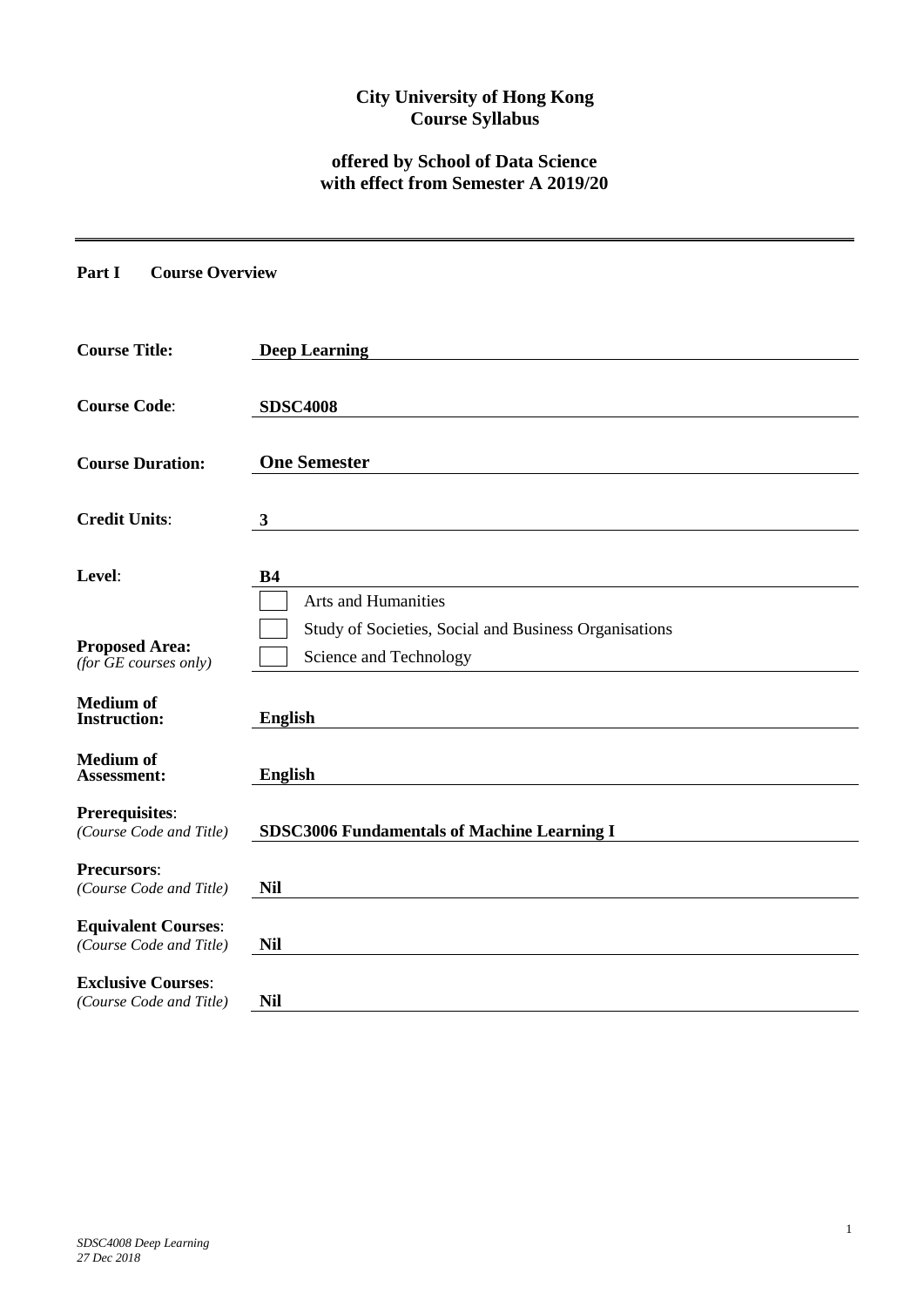**City University of Hong Kong**
**Course Syllabus**

**offered by School of Data Science**
**with effect from Semester A 2019/20**

---

**Part I Course Overview**

| | |
|---|---|
| **Course Title:** | **Deep Learning** |
| **Course Code:** | **SDSC4008** |
| **Course Duration:** | **One Semester** |
| **Credit Units:** | **3** |
| **Level:** | **B4** |
| **Proposed Area:** *(for GE courses only)* | ☐ Arts and Humanities<br>☐ Study of Societies, Social and Business Organisations<br>☐ Science and Technology |
| **Medium of Instruction:** | **English** |
| **Medium of Assessment:** | **English** |
| **Prerequisites:** *(Course Code and Title)* | **SDSC3006 Fundamentals of Machine Learning I** |
| **Precursors:** *(Course Code and Title)* | **Nil** |
| **Equivalent Courses:** *(Course Code and Title)* | **Nil** |
| **Exclusive Courses:** *(Course Code and Title)* | **Nil** |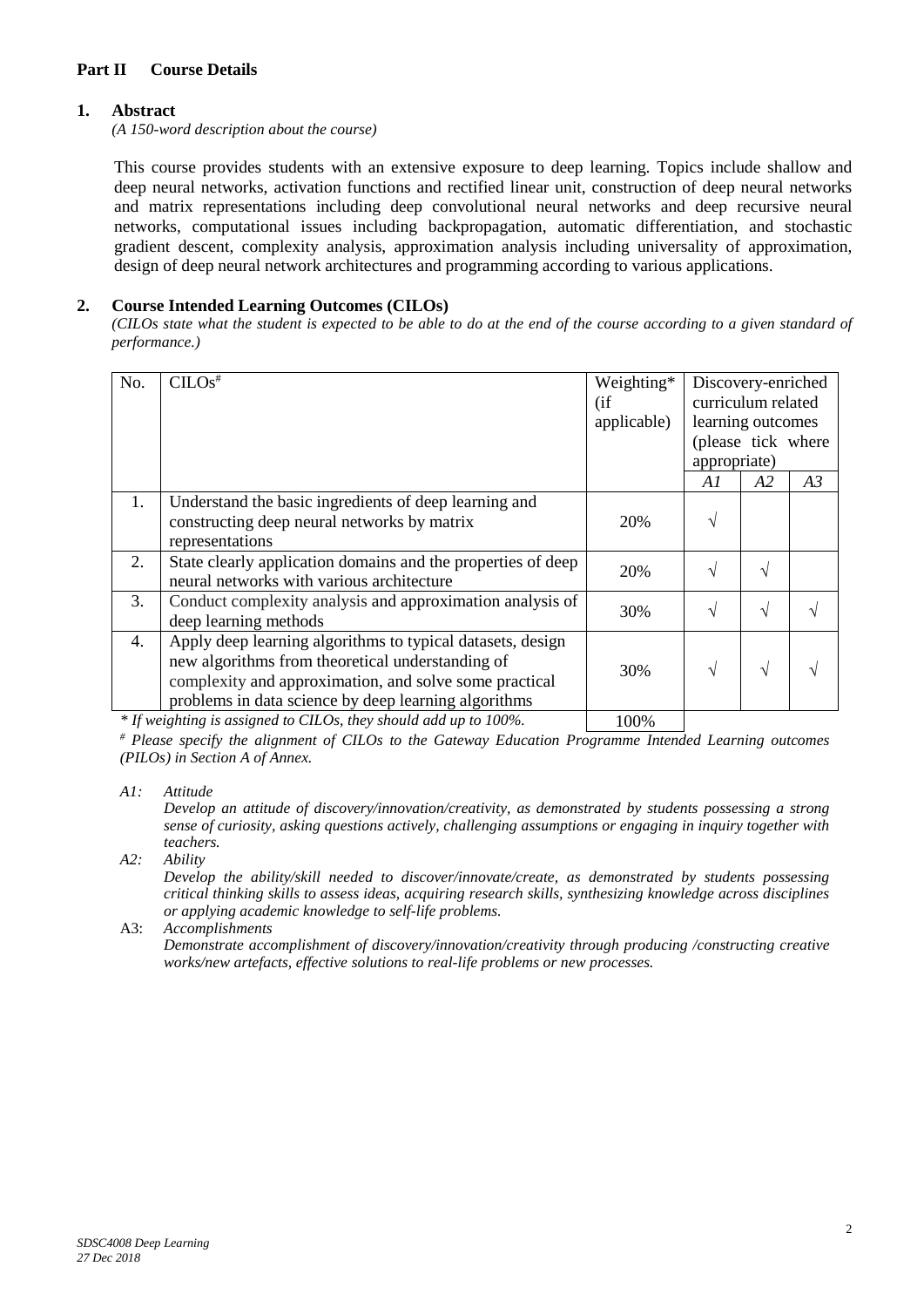## Part II Course Details

### 1. Abstract

*(A 150-word description about the course)*

This course provides students with an extensive exposure to deep learning. Topics include shallow and deep neural networks, activation functions and rectified linear unit, construction of deep neural networks and matrix representations including deep convolutional neural networks and deep recursive neural networks, computational issues including backpropagation, automatic differentiation, and stochastic gradient descent, complexity analysis, approximation analysis including universality of approximation, design of deep neural network architectures and programming according to various applications.

### 2. Course Intended Learning Outcomes (CILOs)

*(CILOs state what the student is expected to be able to do at the end of the course according to a given standard of performance.)*

| No. | CILOs[#] | Weighting* (if applicable) | Discovery-enriched curriculum related learning outcomes (please tick where appropriate) | | |
|---|---|---|---|---|---|
| | | | *A1* | *A2* | *A3* |
| 1. | Understand the basic ingredients of deep learning and constructing deep neural networks by matrix representations | 20% | √ | | |
| 2. | State clearly application domains and the properties of deep neural networks with various architecture | 20% | √ | √ | |
| 3. | Conduct complexity analysis and approximation analysis of deep learning methods | 30% | √ | √ | √ |
| 4. | Apply deep learning algorithms to typical datasets, design new algorithms from theoretical understanding of complexity and approximation, and solve some practical problems in data science by deep learning algorithms | 30% | √ | √ | √ |
| | | 100% | | | |

*\* If weighting is assigned to CILOs, they should add up to 100%.*

*[#] Please specify the alignment of CILOs to the Gateway Education Programme Intended Learning outcomes (PILOs) in Section A of Annex.*

*A1: Attitude*
*Develop an attitude of discovery/innovation/creativity, as demonstrated by students possessing a strong sense of curiosity, asking questions actively, challenging assumptions or engaging in inquiry together with teachers.*

*A2: Ability*
*Develop the ability/skill needed to discover/innovate/create, as demonstrated by students possessing critical thinking skills to assess ideas, acquiring research skills, synthesizing knowledge across disciplines or applying academic knowledge to self-life problems.*

A3: *Accomplishments*
*Demonstrate accomplishment of discovery/innovation/creativity through producing /constructing creative works/new artefacts, effective solutions to real-life problems or new processes.*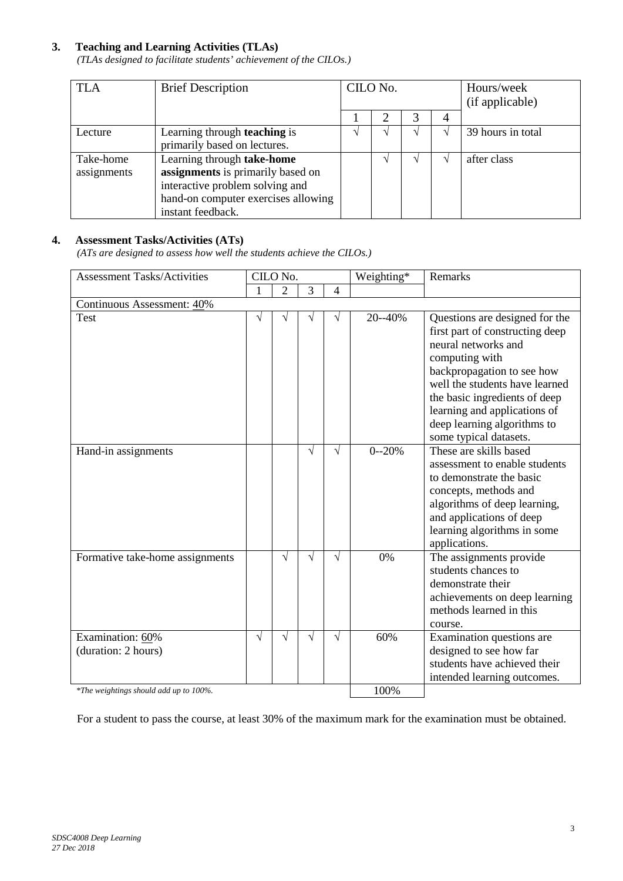## 3. Teaching and Learning Activities (TLAs)

*(TLAs designed to facilitate students' achievement of the CILOs.)*

| TLA | Brief Description | CILO No. | | | | Hours/week (if applicable) |
|---|---|---|---|---|---|---|
| | | 1 | 2 | 3 | 4 | |
| Lecture | Learning through **teaching** is primarily based on lectures. | √ | √ | √ | √ | 39 hours in total |
| Take-home assignments | Learning through **take-home assignments** is primarily based on interactive problem solving and hand-on computer exercises allowing instant feedback. | | √ | √ | √ | after class |

## 4. Assessment Tasks/Activities (ATs)

*(ATs are designed to assess how well the students achieve the CILOs.)*

| Assessment Tasks/Activities | CILO No. | | | | Weighting* | Remarks |
|---|---|---|---|---|---|---|
| | 1 | 2 | 3 | 4 | | |
| Continuous Assessment: 40% | | | | | | |
| Test | √ | √ | √ | √ | 20--40% | Questions are designed for the first part of constructing deep neural networks and computing with backpropagation to see how well the students have learned the basic ingredients of deep learning and applications of deep learning algorithms to some typical datasets. |
| Hand-in assignments | | | √ | √ | 0--20% | These are skills based assessment to enable students to demonstrate the basic concepts, methods and algorithms of deep learning, and applications of deep learning algorithms in some applications. |
| Formative take-home assignments | | √ | √ | √ | 0% | The assignments provide students chances to demonstrate their achievements on deep learning methods learned in this course. |
| Examination: 60% (duration: 2 hours) | √ | √ | √ | √ | 60% | Examination questions are designed to see how far students have achieved their intended learning outcomes. |
| *\*The weightings should add up to 100%.* | | | | | 100% | |

For a student to pass the course, at least 30% of the maximum mark for the examination must be obtained.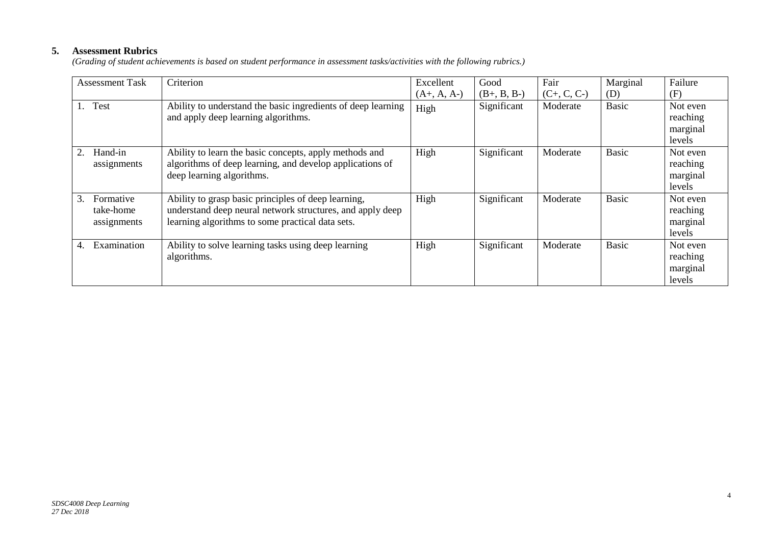## 5. Assessment Rubrics

*(Grading of student achievements is based on student performance in assessment tasks/activities with the following rubrics.)*

| Assessment Task | Criterion | Excellent (A+, A, A-) | Good (B+, B, B-) | Fair (C+, C, C-) | Marginal (D) | Failure (F) |
|---|---|---|---|---|---|---|
| 1. Test | Ability to understand the basic ingredients of deep learning and apply deep learning algorithms. | High | Significant | Moderate | Basic | Not even reaching marginal levels |
| 2. Hand-in assignments | Ability to learn the basic concepts, apply methods and algorithms of deep learning, and develop applications of deep learning algorithms. | High | Significant | Moderate | Basic | Not even reaching marginal levels |
| 3. Formative take-home assignments | Ability to grasp basic principles of deep learning, understand deep neural network structures, and apply deep learning algorithms to some practical data sets. | High | Significant | Moderate | Basic | Not even reaching marginal levels |
| 4. Examination | Ability to solve learning tasks using deep learning algorithms. | High | Significant | Moderate | Basic | Not even reaching marginal levels |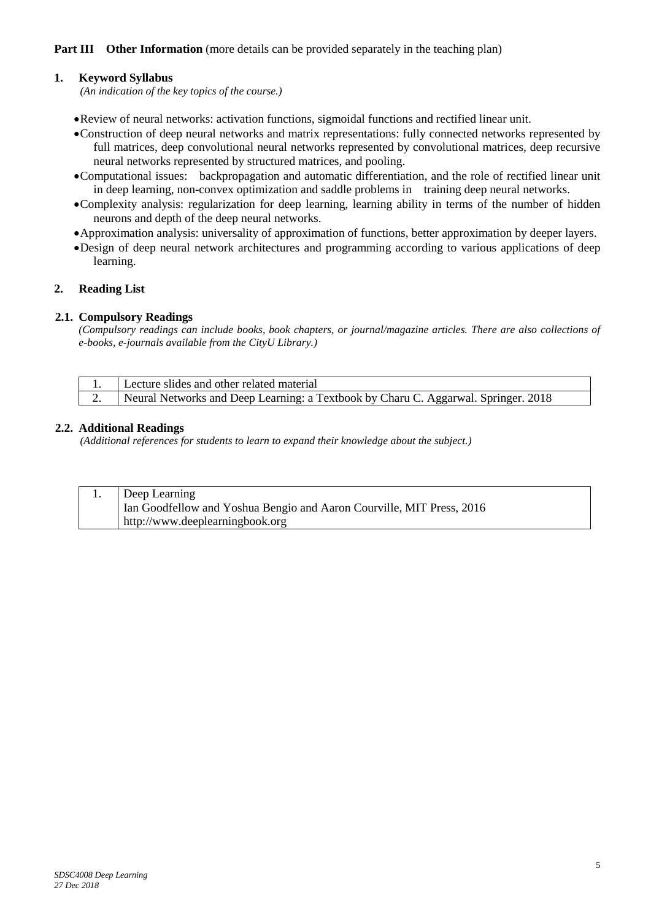**Part III Other Information** (more details can be provided separately in the teaching plan)

## 1. Keyword Syllabus

*(An indication of the key topics of the course.)*

- Review of neural networks: activation functions, sigmoidal functions and rectified linear unit.
- Construction of deep neural networks and matrix representations: fully connected networks represented by full matrices, deep convolutional neural networks represented by convolutional matrices, deep recursive neural networks represented by structured matrices, and pooling.
- Computational issues: backpropagation and automatic differentiation, and the role of rectified linear unit in deep learning, non-convex optimization and saddle problems in training deep neural networks.
- Complexity analysis: regularization for deep learning, learning ability in terms of the number of hidden neurons and depth of the deep neural networks.
- Approximation analysis: universality of approximation of functions, better approximation by deeper layers.
- Design of deep neural network architectures and programming according to various applications of deep learning.

## 2. Reading List

### 2.1. Compulsory Readings

*(Compulsory readings can include books, book chapters, or journal/magazine articles. There are also collections of e-books, e-journals available from the CityU Library.)*

| | |
|---|---|
| 1. | Lecture slides and other related material |
| 2. | Neural Networks and Deep Learning: a Textbook by Charu C. Aggarwal. Springer. 2018 |

### 2.2. Additional Readings

*(Additional references for students to learn to expand their knowledge about the subject.)*

| | |
|---|---|
| 1. | Deep Learning<br>Ian Goodfellow and Yoshua Bengio and Aaron Courville, MIT Press, 2016<br>http://www.deeplearningbook.org |